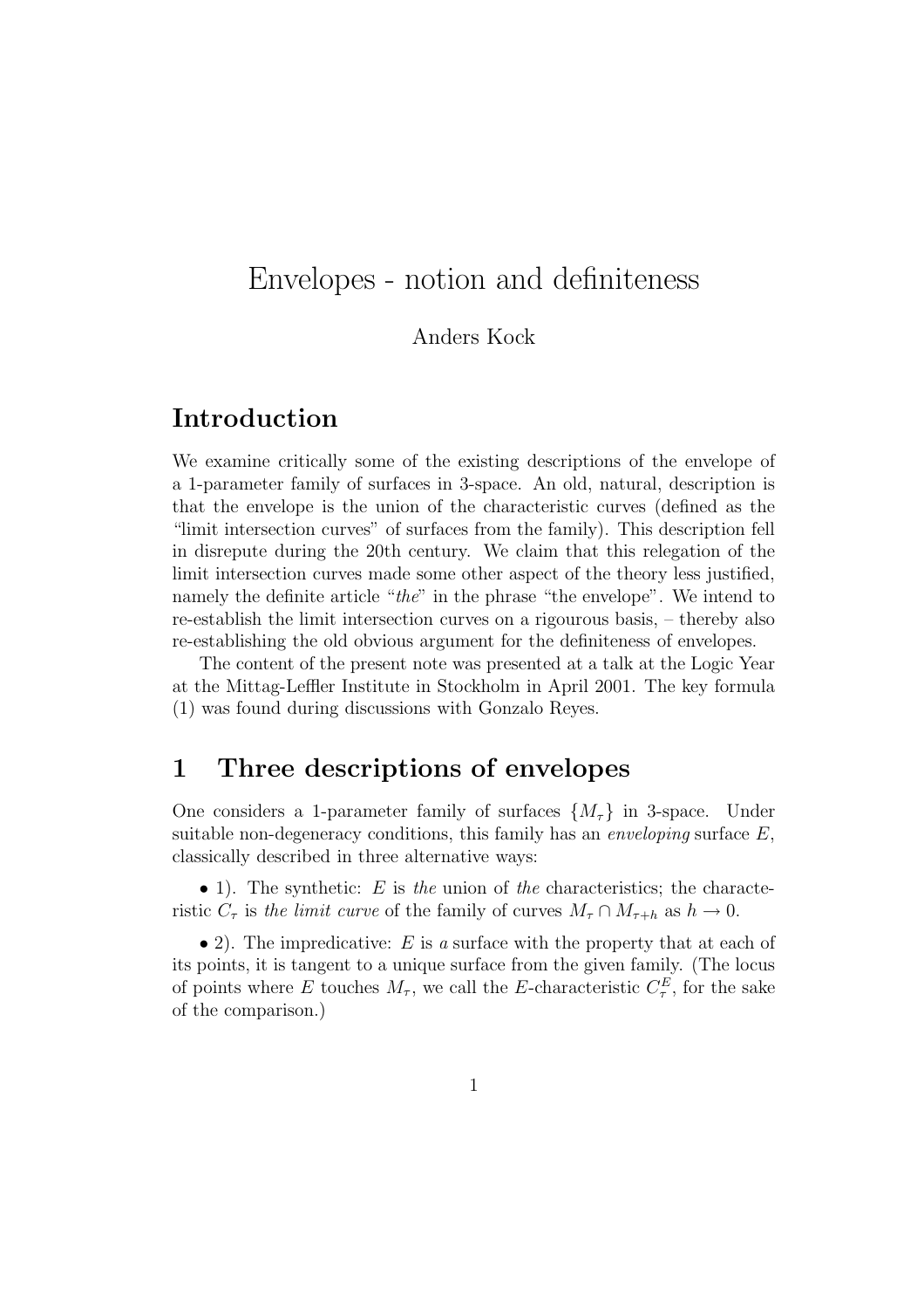# Envelopes - notion and definiteness

Anders Kock

## Introduction

We examine critically some of the existing descriptions of the envelope of a 1-parameter family of surfaces in 3-space. An old, natural, description is that the envelope is the union of the characteristic curves (defined as the "limit intersection curves" of surfaces from the family). This description fell in disrepute during the 20th century. We claim that this relegation of the limit intersection curves made some other aspect of the theory less justified, namely the definite article "*the*" in the phrase "the envelope". We intend to re-establish the limit intersection curves on a rigourous basis, – thereby also re-establishing the old obvious argument for the definiteness of envelopes.

The content of the present note was presented at a talk at the Logic Year at the Mittag-Leffler Institute in Stockholm in April 2001. The key formula (1) was found during discussions with Gonzalo Reyes.

## 1 Three descriptions of envelopes

One considers a 1-parameter family of surfaces $\{M_\tau\}$ in 3-space. Under suitable non-degeneracy conditions, this family has an *enveloping* surface $E$, classically described in three alternative ways:

• 1). The synthetic: $E$ is *the* union of *the* characteristics; the characteristic $C_\tau$ is *the limit curve* of the family of curves $M_\tau \cap M_{\tau+h}$ as $h \to 0$.

• 2). The impredicative: $E$ is *a* surface with the property that at each of its points, it is tangent to a unique surface from the given family. (The locus of points where $E$ touches $M_\tau$, we call the $E$-characteristic $C_\tau^E$, for the sake of the comparison.)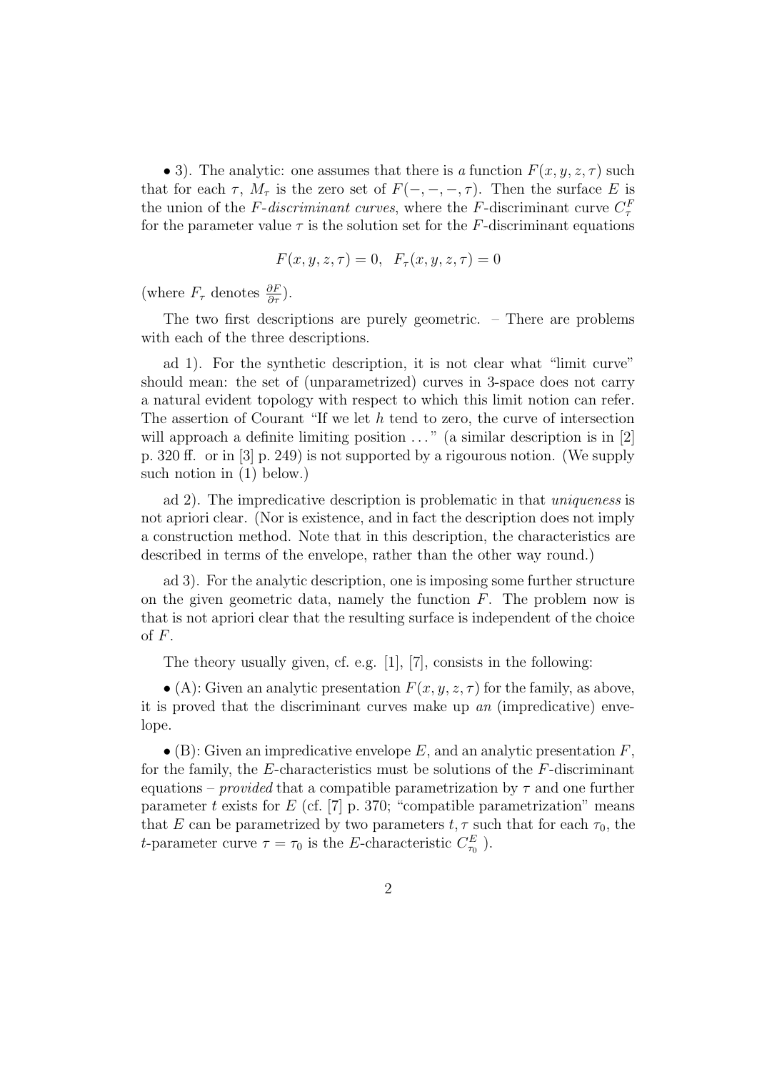• 3). The analytic: one assumes that there is *a* function $F(x, y, z, \tau)$ such that for each $\tau$, $M_\tau$ is the zero set of $F(-, -, -, \tau)$. Then the surface $E$ is the union of the *F-discriminant curves*, where the $F$-discriminant curve $C^F_\tau$ for the parameter value $\tau$ is the solution set for the $F$-discriminant equations

$$F(x, y, z, \tau) = 0, \;\; F_\tau(x, y, z, \tau) = 0$$

(where $F_\tau$ denotes $\frac{\partial F}{\partial \tau}$).

The two first descriptions are purely geometric. – There are problems with each of the three descriptions.

ad 1). For the synthetic description, it is not clear what "limit curve" should mean: the set of (unparametrized) curves in 3-space does not carry a natural evident topology with respect to which this limit notion can refer. The assertion of Courant "If we let $h$ tend to zero, the curve of intersection will approach a definite limiting position ..." (a similar description is in [2] p. 320 ff. or in [3] p. 249) is not supported by a rigourous notion. (We supply such notion in (1) below.)

ad 2). The impredicative description is problematic in that *uniqueness* is not apriori clear. (Nor is existence, and in fact the description does not imply a construction method. Note that in this description, the characteristics are described in terms of the envelope, rather than the other way round.)

ad 3). For the analytic description, one is imposing some further structure on the given geometric data, namely the function $F$. The problem now is that is not apriori clear that the resulting surface is independent of the choice of $F$.

The theory usually given, cf. e.g. [1], [7], consists in the following:

• (A): Given an analytic presentation $F(x, y, z, \tau)$ for the family, as above, it is proved that the discriminant curves make up *an* (impredicative) envelope.

• (B): Given an impredicative envelope $E$, and an analytic presentation $F$, for the family, the $E$-characteristics must be solutions of the $F$-discriminant equations – *provided* that a compatible parametrization by $\tau$ and one further parameter $t$ exists for $E$ (cf. [7] p. 370; "compatible parametrization" means that $E$ can be parametrized by two parameters $t, \tau$ such that for each $\tau_0$, the $t$-parameter curve $\tau = \tau_0$ is the $E$-characteristic $C^E_{\tau_0}$ ).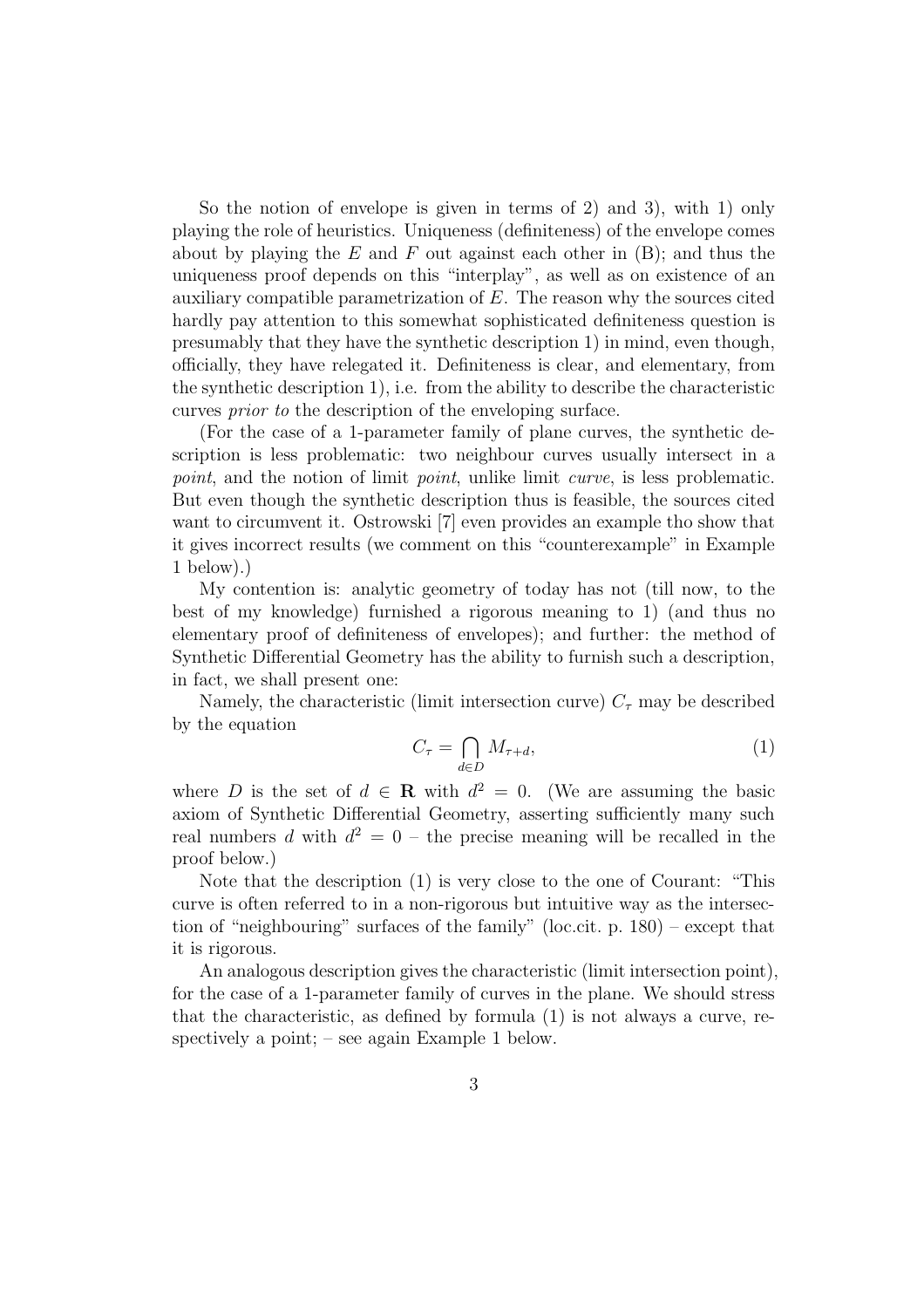So the notion of envelope is given in terms of 2) and 3), with 1) only playing the role of heuristics. Uniqueness (definiteness) of the envelope comes about by playing the $E$ and $F$ out against each other in (B); and thus the uniqueness proof depends on this "interplay", as well as on existence of an auxiliary compatible parametrization of $E$. The reason why the sources cited hardly pay attention to this somewhat sophisticated definiteness question is presumably that they have the synthetic description 1) in mind, even though, officially, they have relegated it. Definiteness is clear, and elementary, from the synthetic description 1), i.e. from the ability to describe the characteristic curves *prior to* the description of the enveloping surface.

(For the case of a 1-parameter family of plane curves, the synthetic description is less problematic: two neighbour curves usually intersect in a *point*, and the notion of limit *point*, unlike limit *curve*, is less problematic. But even though the synthetic description thus is feasible, the sources cited want to circumvent it. Ostrowski [7] even provides an example tho show that it gives incorrect results (we comment on this "counterexample" in Example 1 below).)

My contention is: analytic geometry of today has not (till now, to the best of my knowledge) furnished a rigorous meaning to 1) (and thus no elementary proof of definiteness of envelopes); and further: the method of Synthetic Differential Geometry has the ability to furnish such a description, in fact, we shall present one:

Namely, the characteristic (limit intersection curve) $C_\tau$ may be described by the equation

$$C_\tau = \bigcap_{d \in D} M_{\tau+d}, \tag{1}$$

where $D$ is the set of $d \in \mathbf{R}$ with $d^2 = 0$. (We are assuming the basic axiom of Synthetic Differential Geometry, asserting sufficiently many such real numbers $d$ with $d^2 = 0$ – the precise meaning will be recalled in the proof below.)

Note that the description (1) is very close to the one of Courant: "This curve is often referred to in a non-rigorous but intuitive way as the intersection of "neighbouring" surfaces of the family" (loc.cit. p. 180) – except that it is rigorous.

An analogous description gives the characteristic (limit intersection point), for the case of a 1-parameter family of curves in the plane. We should stress that the characteristic, as defined by formula (1) is not always a curve, respectively a point; – see again Example 1 below.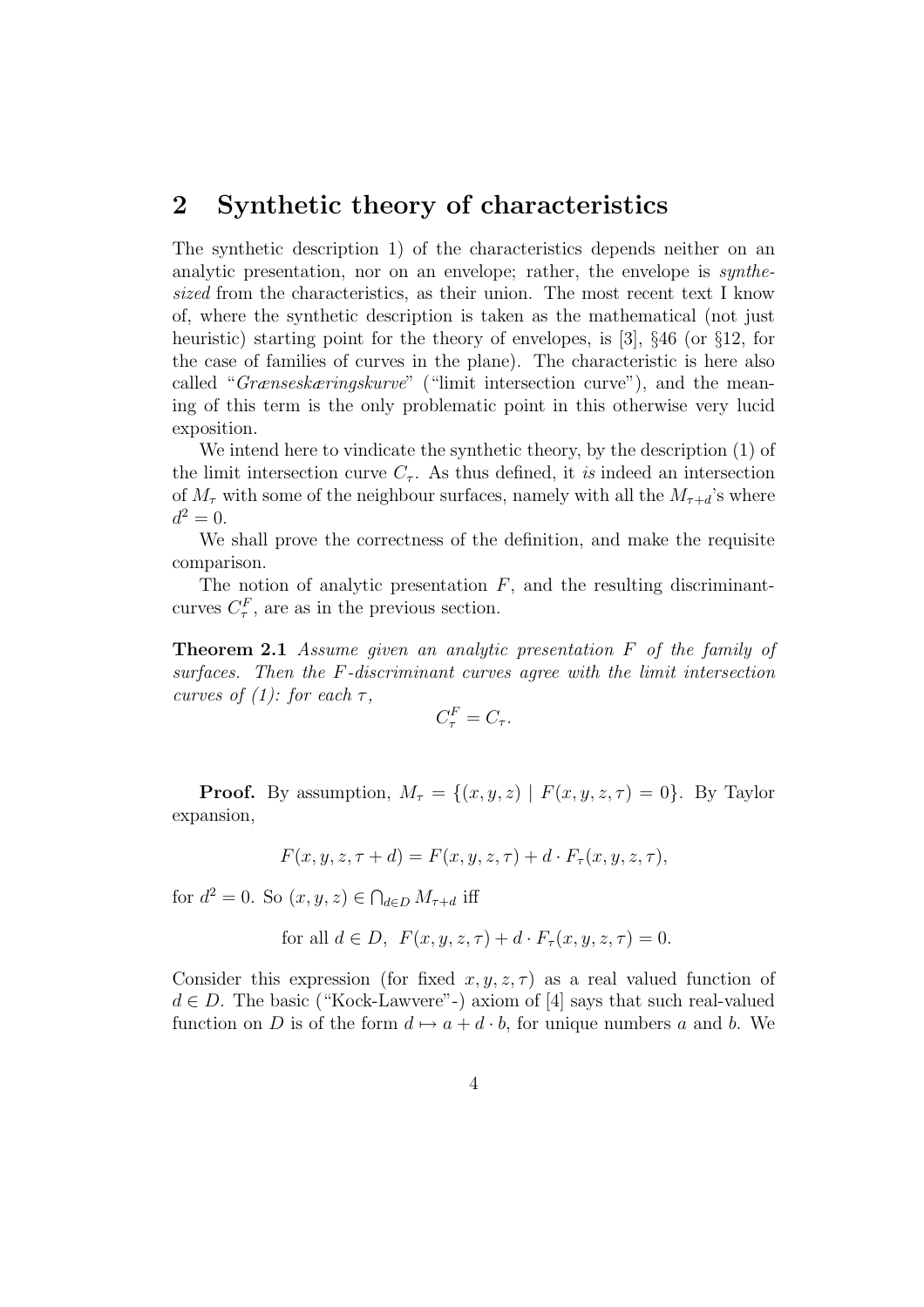## 2 Synthetic theory of characteristics

The synthetic description 1) of the characteristics depends neither on an analytic presentation, nor on an envelope; rather, the envelope is *synthesized* from the characteristics, as their union. The most recent text I know of, where the synthetic description is taken as the mathematical (not just heuristic) starting point for the theory of envelopes, is [3], §46 (or §12, for the case of families of curves in the plane). The characteristic is here also called "*Grænseskæringskurve*" ("limit intersection curve"), and the meaning of this term is the only problematic point in this otherwise very lucid exposition.

We intend here to vindicate the synthetic theory, by the description (1) of the limit intersection curve $C_\tau$. As thus defined, it *is* indeed an intersection of $M_\tau$ with some of the neighbour surfaces, namely with all the $M_{\tau+d}$'s where $d^2 = 0$.

We shall prove the correctness of the definition, and make the requisite comparison.

The notion of analytic presentation $F$, and the resulting discriminant-curves $C^F_\tau$, are as in the previous section.

**Theorem 2.1** *Assume given an analytic presentation $F$ of the family of surfaces. Then the $F$-discriminant curves agree with the limit intersection curves of (1): for each $\tau$,*

$$C^F_\tau = C_\tau.$$

**Proof.** By assumption, $M_\tau = \{(x, y, z) \mid F(x, y, z, \tau) = 0\}$. By Taylor expansion,

$$F(x, y, z, \tau + d) = F(x, y, z, \tau) + d \cdot F_\tau(x, y, z, \tau),$$

for $d^2 = 0$. So $(x, y, z) \in \bigcap_{d \in D} M_{\tau+d}$ iff

$$\text{for all } d \in D,\ \ F(x, y, z, \tau) + d \cdot F_\tau(x, y, z, \tau) = 0.$$

Consider this expression (for fixed $x, y, z, \tau$) as a real valued function of $d \in D$. The basic ("Kock-Lawvere"-) axiom of [4] says that such real-valued function on $D$ is of the form $d \mapsto a + d \cdot b$, for unique numbers $a$ and $b$. We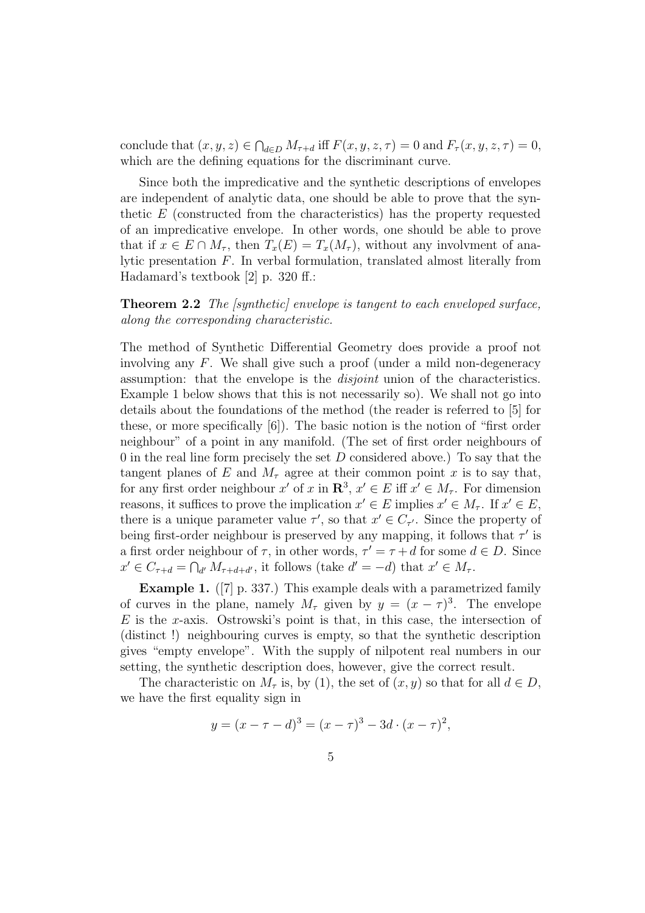conclude that $(x, y, z) \in \bigcap_{d \in D} M_{\tau+d}$ iff $F(x, y, z, \tau) = 0$ and $F_\tau(x, y, z, \tau) = 0$, which are the defining equations for the discriminant curve.

Since both the impredicative and the synthetic descriptions of envelopes are independent of analytic data, one should be able to prove that the synthetic $E$ (constructed from the characteristics) has the property requested of an impredicative envelope. In other words, one should be able to prove that if $x \in E \cap M_\tau$, then $T_x(E) = T_x(M_\tau)$, without any involvment of analytic presentation $F$. In verbal formulation, translated almost literally from Hadamard's textbook [2] p. 320 ff.:

**Theorem 2.2** *The [synthetic] envelope is tangent to each enveloped surface, along the corresponding characteristic.*

The method of Synthetic Differential Geometry does provide a proof not involving any $F$. We shall give such a proof (under a mild non-degeneracy assumption: that the envelope is the *disjoint* union of the characteristics. Example 1 below shows that this is not necessarily so). We shall not go into details about the foundations of the method (the reader is referred to [5] for these, or more specifically [6]). The basic notion is the notion of "first order neighbour" of a point in any manifold. (The set of first order neighbours of 0 in the real line form precisely the set $D$ considered above.) To say that the tangent planes of $E$ and $M_\tau$ agree at their common point $x$ is to say that, for any first order neighbour $x'$ of $x$ in $\mathbf{R}^3$, $x' \in E$ iff $x' \in M_\tau$. For dimension reasons, it suffices to prove the implication $x' \in E$ implies $x' \in M_\tau$. If $x' \in E$, there is a unique parameter value $\tau'$, so that $x' \in C_{\tau'}$. Since the property of being first-order neighbour is preserved by any mapping, it follows that $\tau'$ is a first order neighbour of $\tau$, in other words, $\tau' = \tau + d$ for some $d \in D$. Since $x' \in C_{\tau+d} = \bigcap_{d'} M_{\tau+d+d'}$, it follows (take $d' = -d$) that $x' \in M_\tau$.

**Example 1.** ([7] p. 337.) This example deals with a parametrized family of curves in the plane, namely $M_\tau$ given by $y = (x - \tau)^3$. The envelope $E$ is the $x$-axis. Ostrowski's point is that, in this case, the intersection of (distinct !) neighbouring curves is empty, so that the synthetic description gives "empty envelope". With the supply of nilpotent real numbers in our setting, the synthetic description does, however, give the correct result.

The characteristic on $M_\tau$ is, by (1), the set of $(x, y)$ so that for all $d \in D$, we have the first equality sign in

$$y = (x - \tau - d)^3 = (x - \tau)^3 - 3d \cdot (x - \tau)^2,$$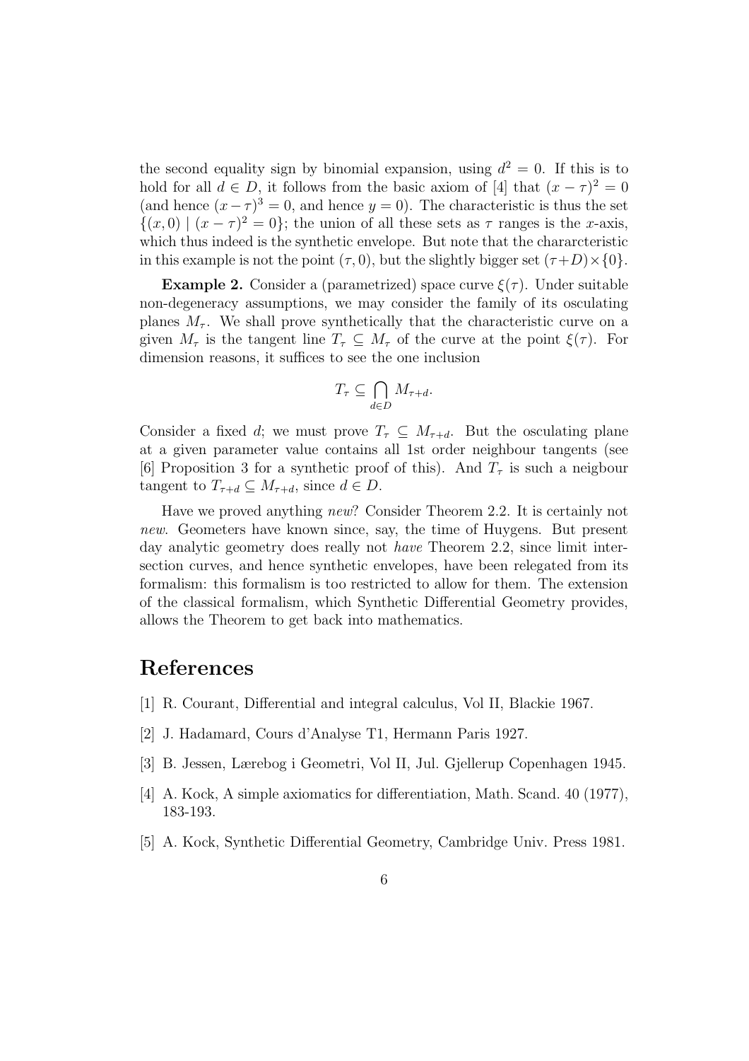the second equality sign by binomial expansion, using $d^2 = 0$. If this is to hold for all $d \in D$, it follows from the basic axiom of [4] that $(x - \tau)^2 = 0$ (and hence $(x - \tau)^3 = 0$, and hence $y = 0$). The characteristic is thus the set $\{(x, 0) \mid (x - \tau)^2 = 0\}$; the union of all these sets as $\tau$ ranges is the $x$-axis, which thus indeed is the synthetic envelope. But note that the chararcteristic in this example is not the point $(\tau, 0)$, but the slightly bigger set $(\tau + D) \times \{0\}$.

**Example 2.** Consider a (parametrized) space curve $\xi(\tau)$. Under suitable non-degeneracy assumptions, we may consider the family of its osculating planes $M_\tau$. We shall prove synthetically that the characteristic curve on a given $M_\tau$ is the tangent line $T_\tau \subseteq M_\tau$ of the curve at the point $\xi(\tau)$. For dimension reasons, it suffices to see the one inclusion

$$T_\tau \subseteq \bigcap_{d \in D} M_{\tau + d}.$$

Consider a fixed $d$; we must prove $T_\tau \subseteq M_{\tau+d}$. But the osculating plane at a given parameter value contains all 1st order neighbour tangents (see [6] Proposition 3 for a synthetic proof of this). And $T_\tau$ is such a neigbour tangent to $T_{\tau+d} \subseteq M_{\tau+d}$, since $d \in D$.

Have we proved anything *new*? Consider Theorem 2.2. It is certainly not *new*. Geometers have known since, say, the time of Huygens. But present day analytic geometry does really not *have* Theorem 2.2, since limit intersection curves, and hence synthetic envelopes, have been relegated from its formalism: this formalism is too restricted to allow for them. The extension of the classical formalism, which Synthetic Differential Geometry provides, allows the Theorem to get back into mathematics.

# References

[1] R. Courant, Differential and integral calculus, Vol II, Blackie 1967.

[2] J. Hadamard, Cours d'Analyse T1, Hermann Paris 1927.

[3] B. Jessen, Lærebog i Geometri, Vol II, Jul. Gjellerup Copenhagen 1945.

[4] A. Kock, A simple axiomatics for differentiation, Math. Scand. 40 (1977), 183-193.

[5] A. Kock, Synthetic Differential Geometry, Cambridge Univ. Press 1981.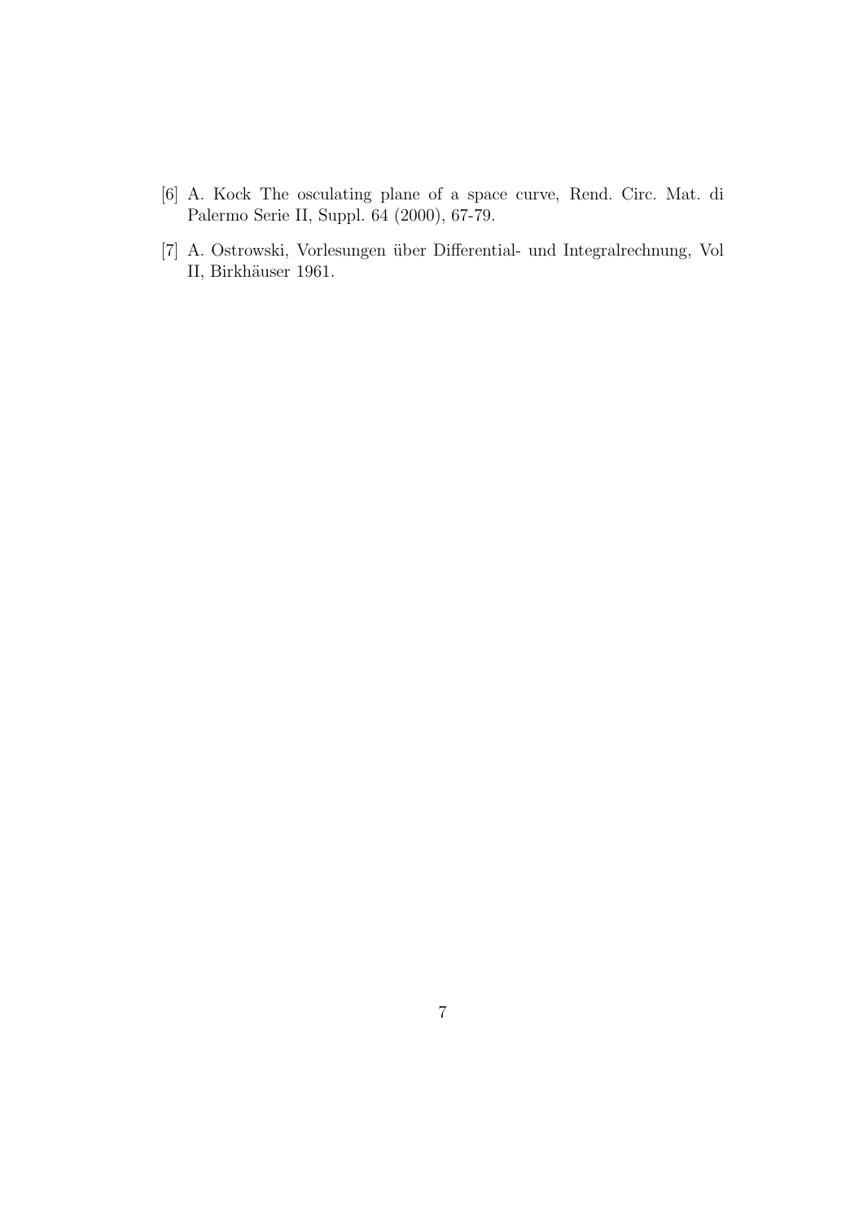[6] A. Kock The osculating plane of a space curve, Rend. Circ. Mat. di Palermo Serie II, Suppl. 64 (2000), 67-79.

[7] A. Ostrowski, Vorlesungen über Differential- und Integralrechnung, Vol II, Birkhäuser 1961.